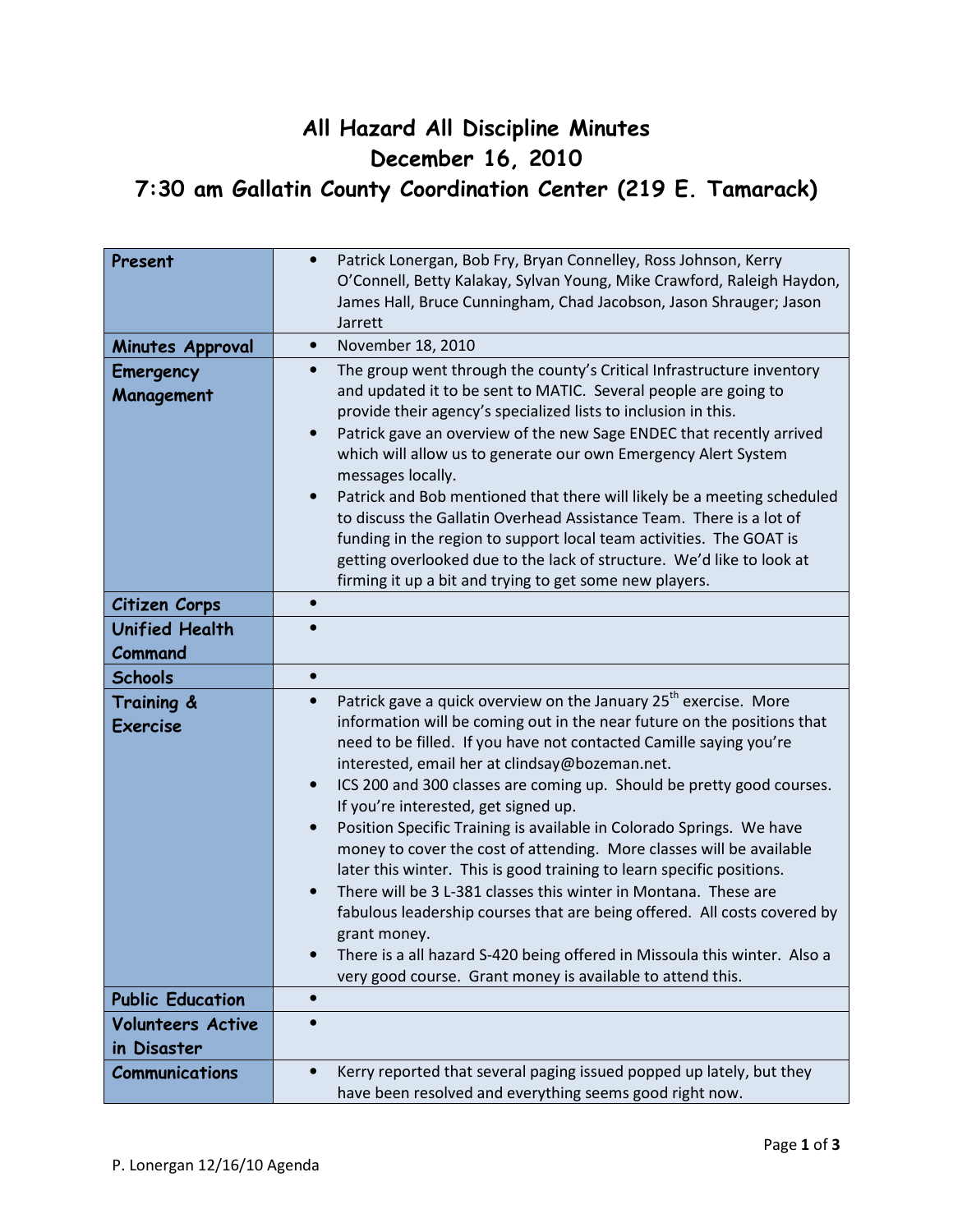# All Hazard All Discipline Minutes

## December 16, 2010

## 7:30 am Gallatin County Coordination Center (219 E. Tamarack)

| | |
|---|---|
| **Present** | • Patrick Lonergan, Bob Fry, Bryan Connelley, Ross Johnson, Kerry O'Connell, Betty Kalakay, Sylvan Young, Mike Crawford, Raleigh Haydon, James Hall, Bruce Cunningham, Chad Jacobson, Jason Shrauger; Jason Jarrett |
| **Minutes Approval** | • November 18, 2010 |
| **Emergency Management** | • The group went through the county's Critical Infrastructure inventory and updated it to be sent to MATIC. Several people are going to provide their agency's specialized lists to inclusion in this.<br>• Patrick gave an overview of the new Sage ENDEC that recently arrived which will allow us to generate our own Emergency Alert System messages locally.<br>• Patrick and Bob mentioned that there will likely be a meeting scheduled to discuss the Gallatin Overhead Assistance Team. There is a lot of funding in the region to support local team activities. The GOAT is getting overlooked due to the lack of structure. We'd like to look at firming it up a bit and trying to get some new players. |
| **Citizen Corps** | • |
| **Unified Health Command** | • |
| **Schools** | • |
| **Training & Exercise** | • Patrick gave a quick overview on the January 25th exercise. More information will be coming out in the near future on the positions that need to be filled. If you have not contacted Camille saying you're interested, email her at clindsay@bozeman.net.<br>• ICS 200 and 300 classes are coming up. Should be pretty good courses. If you're interested, get signed up.<br>• Position Specific Training is available in Colorado Springs. We have money to cover the cost of attending. More classes will be available later this winter. This is good training to learn specific positions.<br>• There will be 3 L-381 classes this winter in Montana. These are fabulous leadership courses that are being offered. All costs covered by grant money.<br>• There is a all hazard S-420 being offered in Missoula this winter. Also a very good course. Grant money is available to attend this. |
| **Public Education** | • |
| **Volunteers Active in Disaster** | • |
| **Communications** | • Kerry reported that several paging issued popped up lately, but they have been resolved and everything seems good right now. |

P. Lonergan 12/16/10 Agenda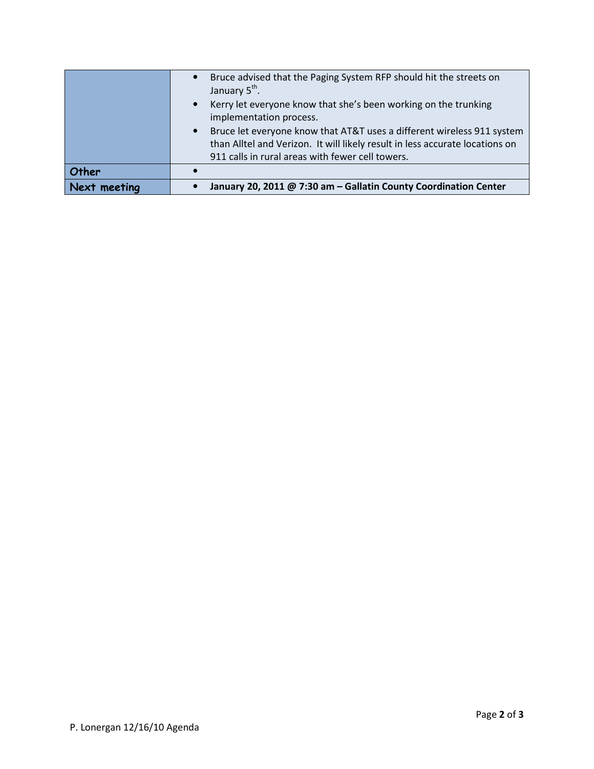| | |
|---|---|
| | • Bruce advised that the Paging System RFP should hit the streets on January 5th.<br>• Kerry let everyone know that she's been working on the trunking implementation process.<br>• Bruce let everyone know that AT&T uses a different wireless 911 system than Alltel and Verizon. It will likely result in less accurate locations on 911 calls in rural areas with fewer cell towers. |
| **Other** | • |
| **Next meeting** | • **January 20, 2011 @ 7:30 am – Gallatin County Coordination Center** |

P. Lonergan 12/16/10 Agenda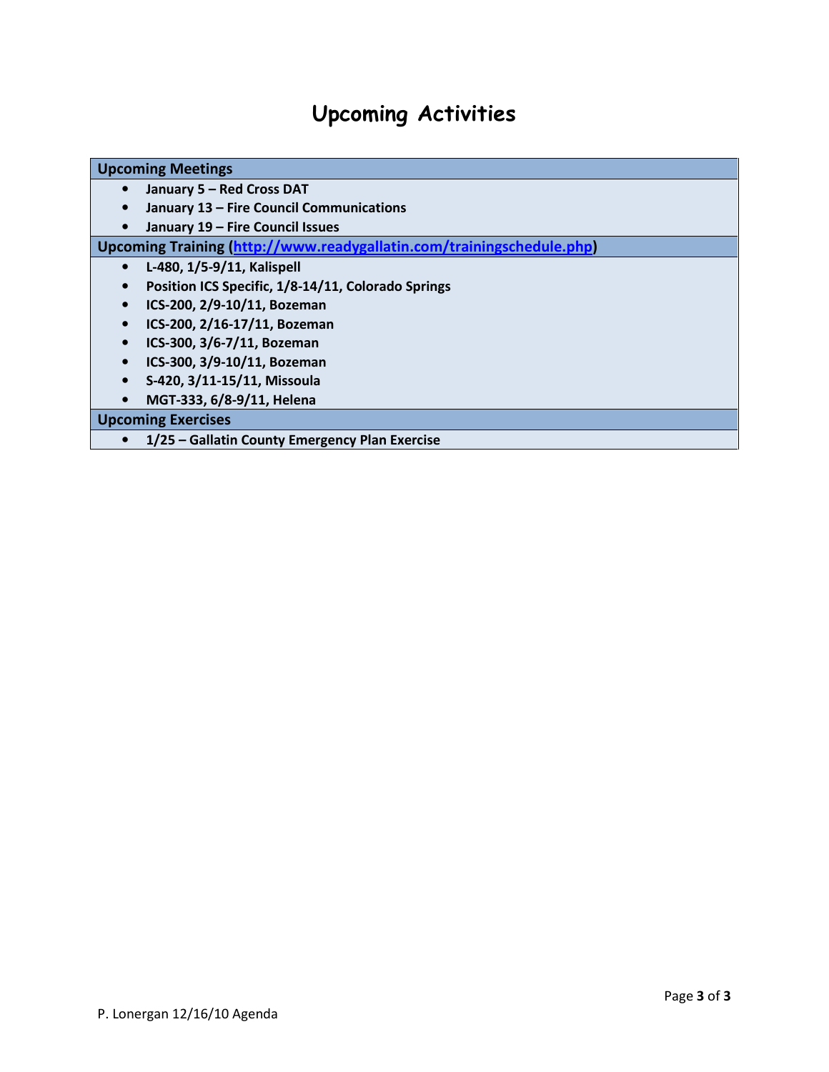# Upcoming Activities

**Upcoming Meetings**

- **January 5 – Red Cross DAT**
- **January 13 – Fire Council Communications**
- **January 19 – Fire Council Issues**

**Upcoming Training ([http://www.readygallatin.com/trainingschedule.php](http://www.readygallatin.com/trainingschedule.php))**

- **L-480, 1/5-9/11, Kalispell**
- **Position ICS Specific, 1/8-14/11, Colorado Springs**
- **ICS-200, 2/9-10/11, Bozeman**
- **ICS-200, 2/16-17/11, Bozeman**
- **ICS-300, 3/6-7/11, Bozeman**
- **ICS-300, 3/9-10/11, Bozeman**
- **S-420, 3/11-15/11, Missoula**
- **MGT-333, 6/8-9/11, Helena**

**Upcoming Exercises**

- **1/25 – Gallatin County Emergency Plan Exercise**

P. Lonergan 12/16/10 Agenda